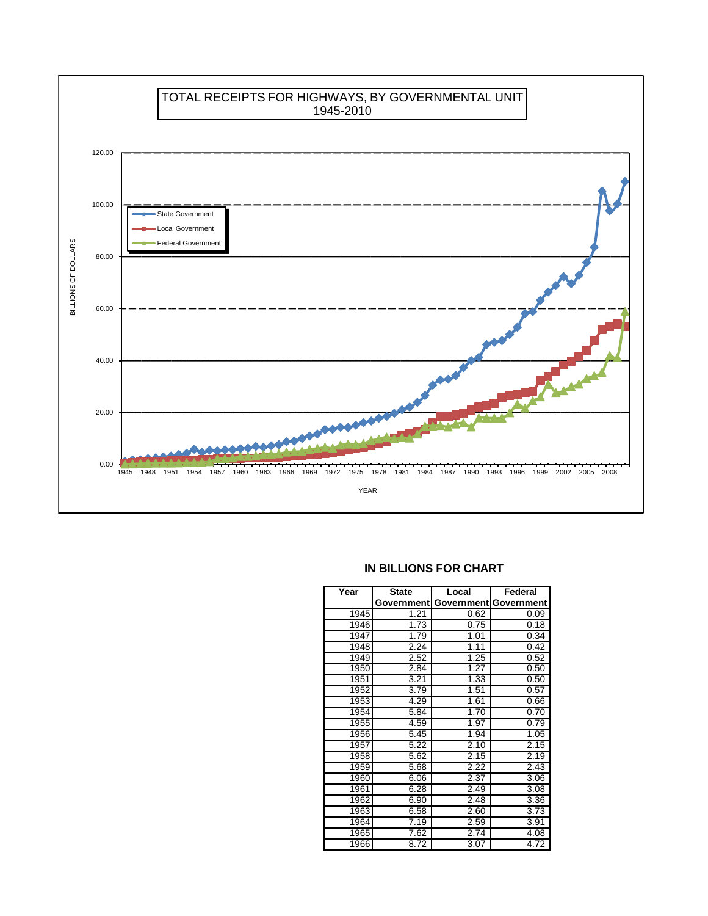# TOTAL RECEIPTS FOR HIGHWAYS, BY GOVERNMENTAL UNIT 1945-2010

## IN BILLIONS FOR CHART

| Year | State Government | Local Government | Federal Government |
|---|---|---|---|
| 1945 | 1.21 | 0.62 | 0.09 |
| 1946 | 1.73 | 0.75 | 0.18 |
| 1947 | 1.79 | 1.01 | 0.34 |
| 1948 | 2.24 | 1.11 | 0.42 |
| 1949 | 2.52 | 1.25 | 0.52 |
| 1950 | 2.84 | 1.27 | 0.50 |
| 1951 | 3.21 | 1.33 | 0.50 |
| 1952 | 3.79 | 1.51 | 0.57 |
| 1953 | 4.29 | 1.61 | 0.66 |
| 1954 | 5.84 | 1.70 | 0.70 |
| 1955 | 4.59 | 1.97 | 0.79 |
| 1956 | 5.45 | 1.94 | 1.05 |
| 1957 | 5.22 | 2.10 | 2.15 |
| 1958 | 5.62 | 2.15 | 2.19 |
| 1959 | 5.68 | 2.22 | 2.43 |
| 1960 | 6.06 | 2.37 | 3.06 |
| 1961 | 6.28 | 2.49 | 3.08 |
| 1962 | 6.90 | 2.48 | 3.36 |
| 1963 | 6.58 | 2.60 | 3.73 |
| 1964 | 7.19 | 2.59 | 3.91 |
| 1965 | 7.62 | 2.74 | 4.08 |
| 1966 | 8.72 | 3.07 | 4.72 |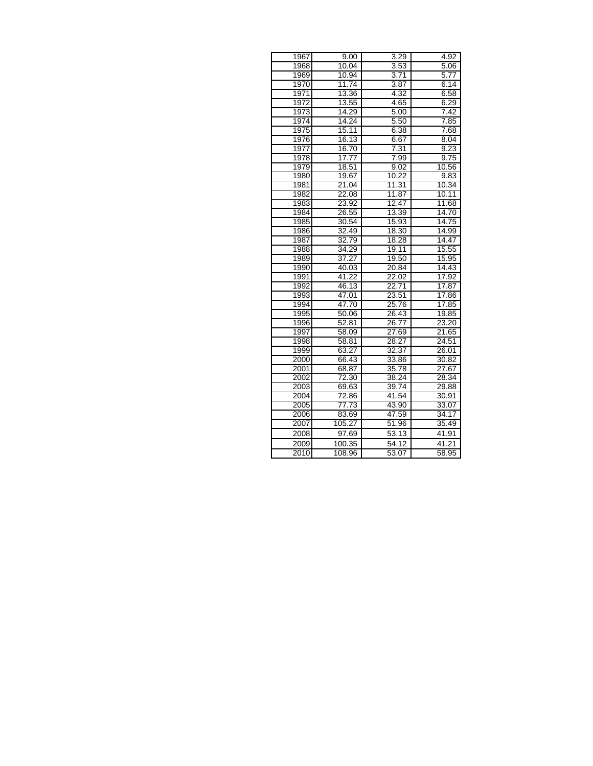| | | | |
|---|---|---|---|
| 1967 | 9.00 | 3.29 | 4.92 |
| 1968 | 10.04 | 3.53 | 5.06 |
| 1969 | 10.94 | 3.71 | 5.77 |
| 1970 | 11.74 | 3.87 | 6.14 |
| 1971 | 13.36 | 4.32 | 6.58 |
| 1972 | 13.55 | 4.65 | 6.29 |
| 1973 | 14.29 | 5.00 | 7.42 |
| 1974 | 14.24 | 5.50 | 7.85 |
| 1975 | 15.11 | 6.38 | 7.68 |
| 1976 | 16.13 | 6.67 | 8.04 |
| 1977 | 16.70 | 7.31 | 9.23 |
| 1978 | 17.77 | 7.99 | 9.75 |
| 1979 | 18.51 | 9.02 | 10.56 |
| 1980 | 19.67 | 10.22 | 9.83 |
| 1981 | 21.04 | 11.31 | 10.34 |
| 1982 | 22.08 | 11.87 | 10.11 |
| 1983 | 23.92 | 12.47 | 11.68 |
| 1984 | 26.55 | 13.39 | 14.70 |
| 1985 | 30.54 | 15.93 | 14.75 |
| 1986 | 32.49 | 18.30 | 14.99 |
| 1987 | 32.79 | 18.28 | 14.47 |
| 1988 | 34.29 | 19.11 | 15.55 |
| 1989 | 37.27 | 19.50 | 15.95 |
| 1990 | 40.03 | 20.84 | 14.43 |
| 1991 | 41.22 | 22.02 | 17.92 |
| 1992 | 46.13 | 22.71 | 17.87 |
| 1993 | 47.01 | 23.51 | 17.86 |
| 1994 | 47.70 | 25.76 | 17.85 |
| 1995 | 50.06 | 26.43 | 19.85 |
| 1996 | 52.81 | 26.77 | 23.20 |
| 1997 | 58.09 | 27.69 | 21.65 |
| 1998 | 58.81 | 28.27 | 24.51 |
| 1999 | 63.27 | 32.37 | 26.01 |
| 2000 | 66.43 | 33.86 | 30.82 |
| 2001 | 68.87 | 35.78 | 27.67 |
| 2002 | 72.30 | 38.24 | 28.34 |
| 2003 | 69.63 | 39.74 | 29.88 |
| 2004 | 72.86 | 41.54 | 30.91 |
| 2005 | 77.73 | 43.90 | 33.07 |
| 2006 | 83.69 | 47.59 | 34.17 |
| 2007 | 105.27 | 51.96 | 35.49 |
| 2008 | 97.69 | 53.13 | 41.91 |
| 2009 | 100.35 | 54.12 | 41.21 |
| 2010 | 108.96 | 53.07 | 58.95 |